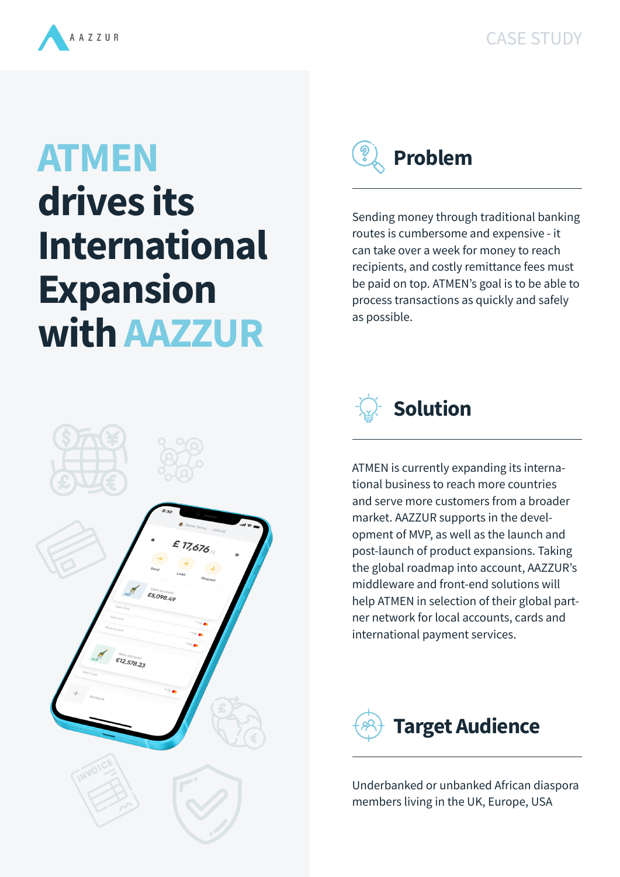AAZZUR

CASE STUDY

# ATMEN drives its International Expansion with AAZZUR

## Problem

Sending money through traditional banking routes is cumbersome and expensive - it can take over a week for money to reach recipients, and costly remittance fees must be paid on top. ATMEN's goal is to be able to process transactions as quickly and safely as possible.

## Solution

ATMEN is currently expanding its international business to reach more countries and serve more customers from a broader market. AAZZUR supports in the development of MVP, as well as the launch and post-launch of product expansions. Taking the global roadmap into account, AAZZUR's middleware and front-end solutions will help ATMEN in selection of their global partner network for local accounts, cards and international payment services.

## Target Audience

Underbanked or unbanked African diaspora members living in the UK, Europe, USA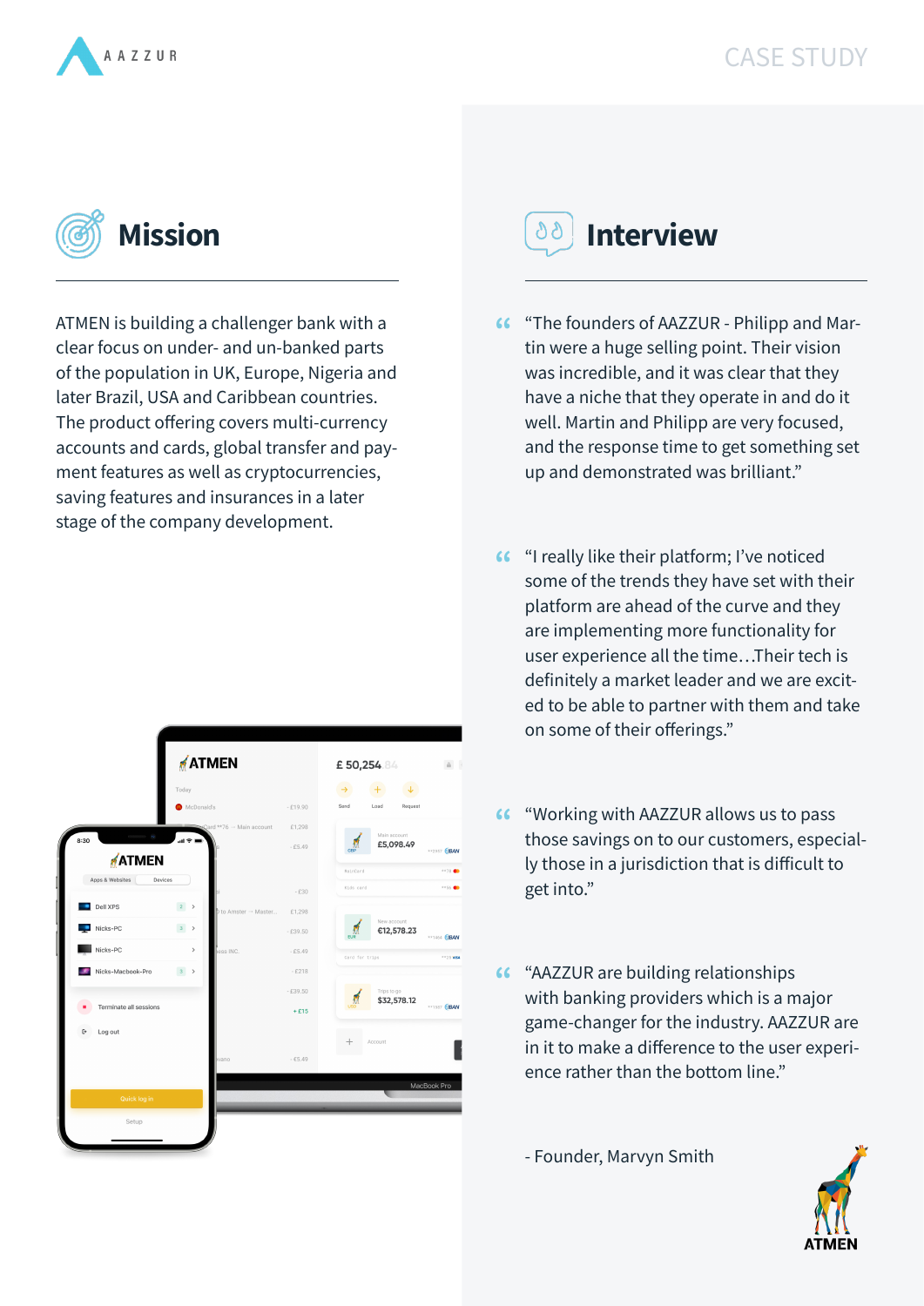# Mission

ATMEN is building a challenger bank with a clear focus on under- and un-banked parts of the population in UK, Europe, Nigeria and later Brazil, USA and Caribbean countries. The product offering covers multi-currency accounts and cards, global transfer and payment features as well as cryptocurrencies, saving features and insurances in a later stage of the company development.

# Interview

“The founders of AAZZUR - Philipp and Martin were a huge selling point. Their vision was incredible, and it was clear that they have a niche that they operate in and do it well. Martin and Philipp are very focused, and the response time to get something set up and demonstrated was brilliant.”

“I really like their platform; I’ve noticed some of the trends they have set with their platform are ahead of the curve and they are implementing more functionality for user experience all the time…Their tech is definitely a market leader and we are excited to be able to partner with them and take on some of their offerings.”

“Working with AAZZUR allows us to pass those savings on to our customers, especially those in a jurisdiction that is difficult to get into.”

“AAZZUR are building relationships with banking providers which is a major game-changer for the industry. AAZZUR are in it to make a difference to the user experience rather than the bottom line.”

- Founder, Marvyn Smith